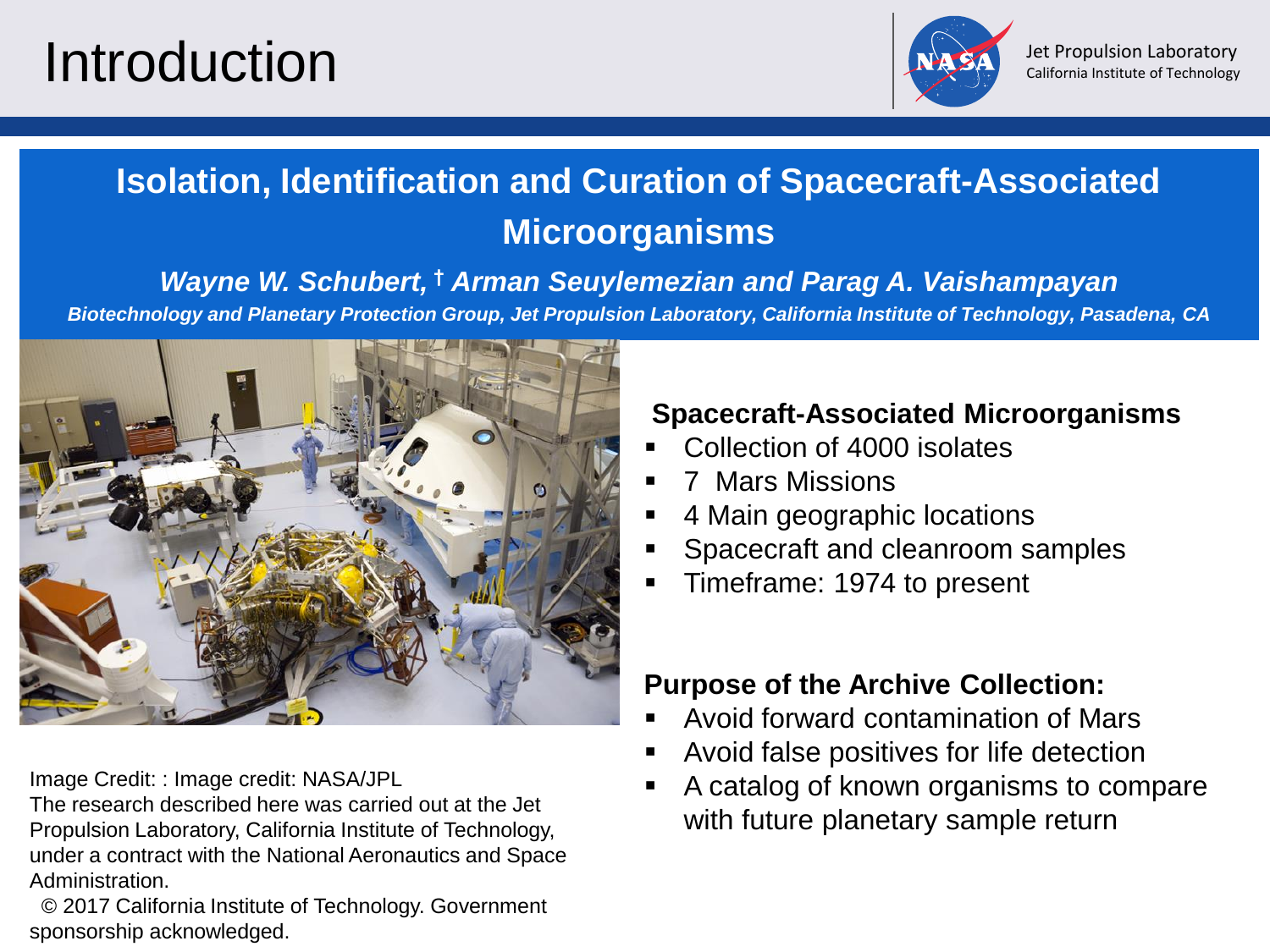# Introduction

Jet Propulsion Laboratory
California Institute of Technology

## Isolation, Identification and Curation of Spacecraft-Associated Microorganisms

***Wayne W. Schubert, † Arman Seuylemezian and Parag A. Vaishampayan***

***Biotechnology and Planetary Protection Group, Jet Propulsion Laboratory, California Institute of Technology, Pasadena, CA***

**Spacecraft-Associated Microorganisms**

- Collection of 4000 isolates
- 7 Mars Missions
- 4 Main geographic locations
- Spacecraft and cleanroom samples
- Timeframe: 1974 to present

**Purpose of the Archive Collection:**

- Avoid forward contamination of Mars
- Avoid false positives for life detection
- A catalog of known organisms to compare with future planetary sample return

Image Credit: : Image credit: NASA/JPL
The research described here was carried out at the Jet Propulsion Laboratory, California Institute of Technology, under a contract with the National Aeronautics and Space Administration.
© 2017 California Institute of Technology. Government sponsorship acknowledged.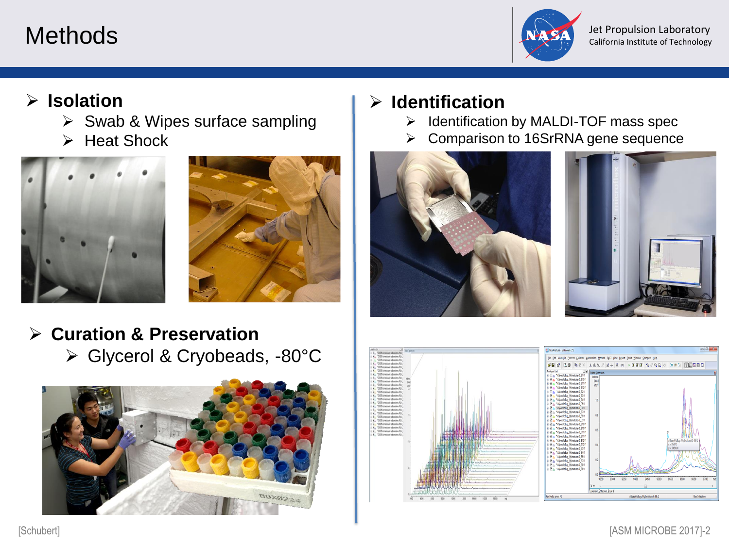# Methods

Jet Propulsion Laboratory
California Institute of Technology

- **Isolation**
  - Swab & Wipes surface sampling
  - Heat Shock

- **Curation & Preservation**
  - Glycerol & Cryobeads, -80°C

- **Identification**
  - Identification by MALDI-TOF mass spec
  - Comparison to 16SrRNA gene sequence

[Schubert]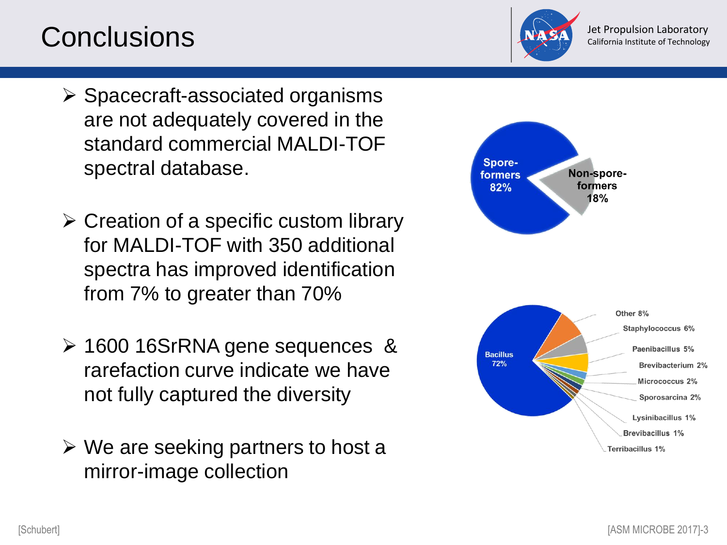# Conclusions

- Spacecraft-associated organisms are not adequately covered in the standard commercial MALDI-TOF spectral database.
- Creation of a specific custom library for MALDI-TOF with 350 additional spectra has improved identification from 7% to greater than 70%
- 1600 16SrRNA gene sequences & rarefaction curve indicate we have not fully captured the diversity
- We are seeking partners to host a mirror-image collection

Spore-formers 82%
Non-spore-formers 18%

Bacillus 72%
Other 8%
Staphylococcus 6%
Paenibacillus 5%
Brevibacterium 2%
Micrococcus 2%
Sporosarcina 2%
Lysinibacillus 1%
Brevibacillus 1%
Terribacillus 1%

[Schubert]